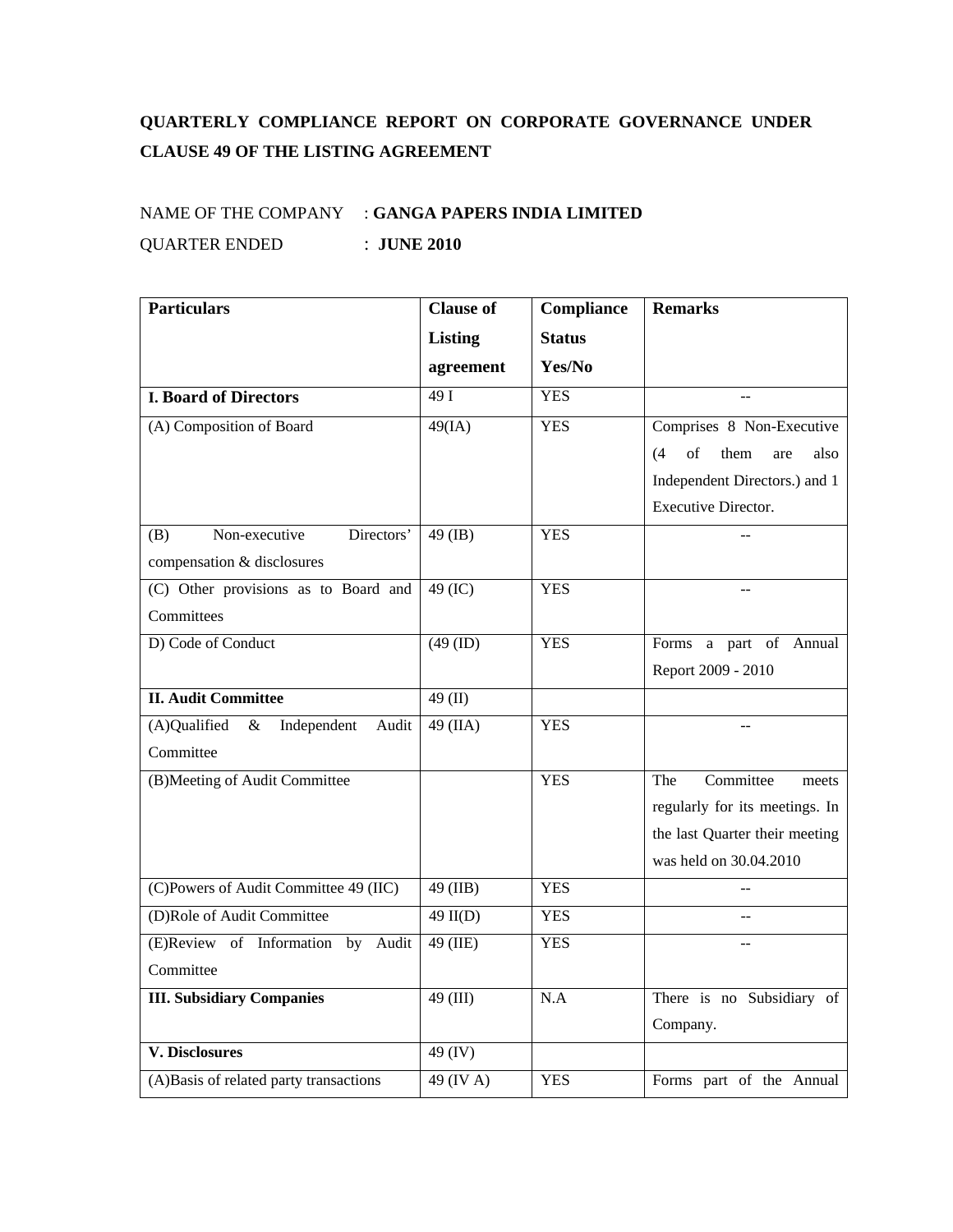# QUARTERLY COMPLIANCE REPORT ON CORPORATE GOVERNANCE UNDER CLAUSE 49 OF THE LISTING AGREEMENT

NAME OF THE COMPANY : **GANGA PAPERS INDIA LIMITED**

QUARTER ENDED : **JUNE 2010**

| **Particulars** | **Clause of Listing agreement** | **Compliance Status Yes/No** | **Remarks** |
|---|---|---|---|
| **I. Board of Directors** | 49 I | YES | -- |
| (A) Composition of Board | 49(IA) | YES | Comprises 8 Non-Executive (4 of them are also Independent Directors.) and 1 Executive Director. |
| (B) Non-executive Directors' compensation & disclosures | 49 (IB) | YES | -- |
| (C) Other provisions as to Board and Committees | 49 (IC) | YES | -- |
| D) Code of Conduct | (49 (ID) | YES | Forms a part of Annual Report 2009 - 2010 |
| **II. Audit Committee** | 49 (II) | | |
| (A)Qualified & Independent Audit Committee | 49 (IIA) | YES | -- |
| (B)Meeting of Audit Committee | | YES | The Committee meets regularly for its meetings. In the last Quarter their meeting was held on 30.04.2010 |
| (C)Powers of Audit Committee 49 (IIC) | 49 (IIB) | YES | -- |
| (D)Role of Audit Committee | 49 II(D) | YES | -- |
| (E)Review of Information by Audit Committee | 49 (IIE) | YES | -- |
| **III. Subsidiary Companies** | 49 (III) | N.A | There is no Subsidiary of Company. |
| **V. Disclosures** | 49 (IV) | | |
| (A)Basis of related party transactions | 49 (IV A) | YES | Forms part of the Annual |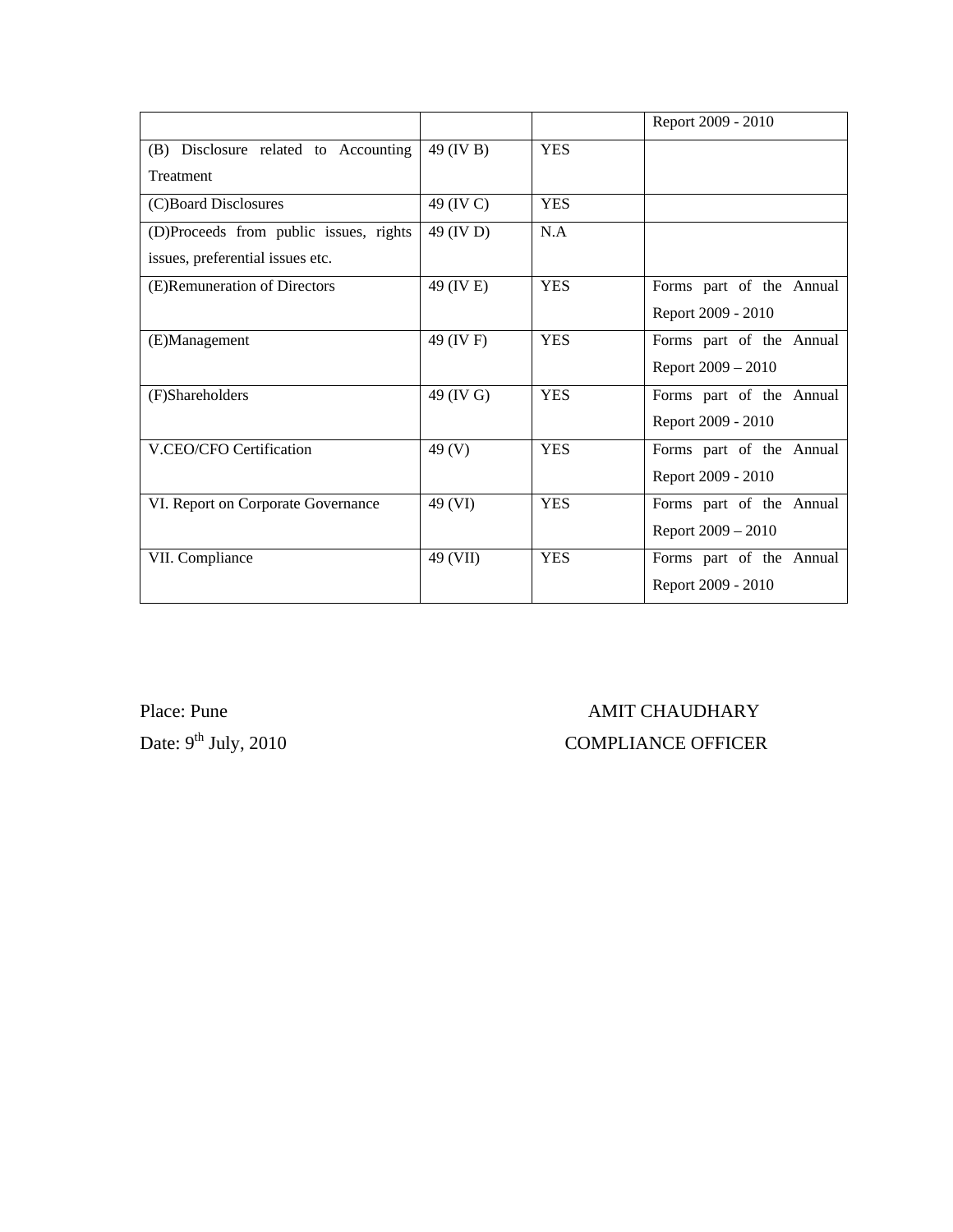| | | | |
|---|---|---|---|
| | | | Report 2009 - 2010 |
| (B) Disclosure related to Accounting Treatment | 49 (IV B) | YES | |
| (C)Board Disclosures | 49 (IV C) | YES | |
| (D)Proceeds from public issues, rights issues, preferential issues etc. | 49 (IV D) | N.A | |
| (E)Remuneration of Directors | 49 (IV E) | YES | Forms part of the Annual Report 2009 - 2010 |
| (E)Management | 49 (IV F) | YES | Forms part of the Annual Report 2009 – 2010 |
| (F)Shareholders | 49 (IV G) | YES | Forms part of the Annual Report 2009 - 2010 |
| V.CEO/CFO Certification | 49 (V) | YES | Forms part of the Annual Report 2009 - 2010 |
| VI. Report on Corporate Governance | 49 (VI) | YES | Forms part of the Annual Report 2009 – 2010 |
| VII. Compliance | 49 (VII) | YES | Forms part of the Annual Report 2009 - 2010 |

Place: Pune

Date: 9th July, 2010

AMIT CHAUDHARY

COMPLIANCE OFFICER